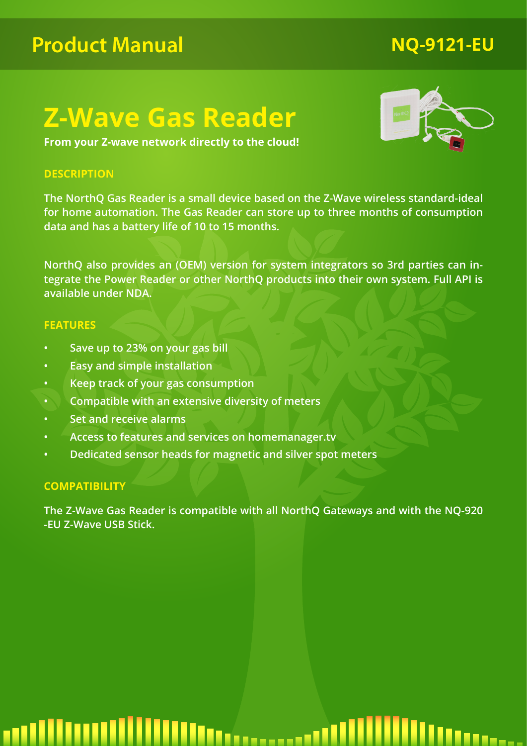Product Manual

NQ-9121-EU

# Z-Wave Gas Reader

**From your Z-wave network directly to the cloud!**

## DESCRIPTION

The NorthQ Gas Reader is a small device based on the Z-Wave wireless standard-ideal for home automation. The Gas Reader can store up to three months of consumption data and has a battery life of 10 to 15 months.

NorthQ also provides an (OEM) version for system integrators so 3rd parties can integrate the Power Reader or other NorthQ products into their own system. Full API is available under NDA.

## FEATURES

- Save up to 23% on your gas bill
- Easy and simple installation
- Keep track of your gas consumption
- Compatible with an extensive diversity of meters
- Set and receive alarms
- Access to features and services on homemanager.tv
- Dedicated sensor heads for magnetic and silver spot meters

## COMPATIBILITY

The Z-Wave Gas Reader is compatible with all NorthQ Gateways and with the NQ-920-EU Z-Wave USB Stick.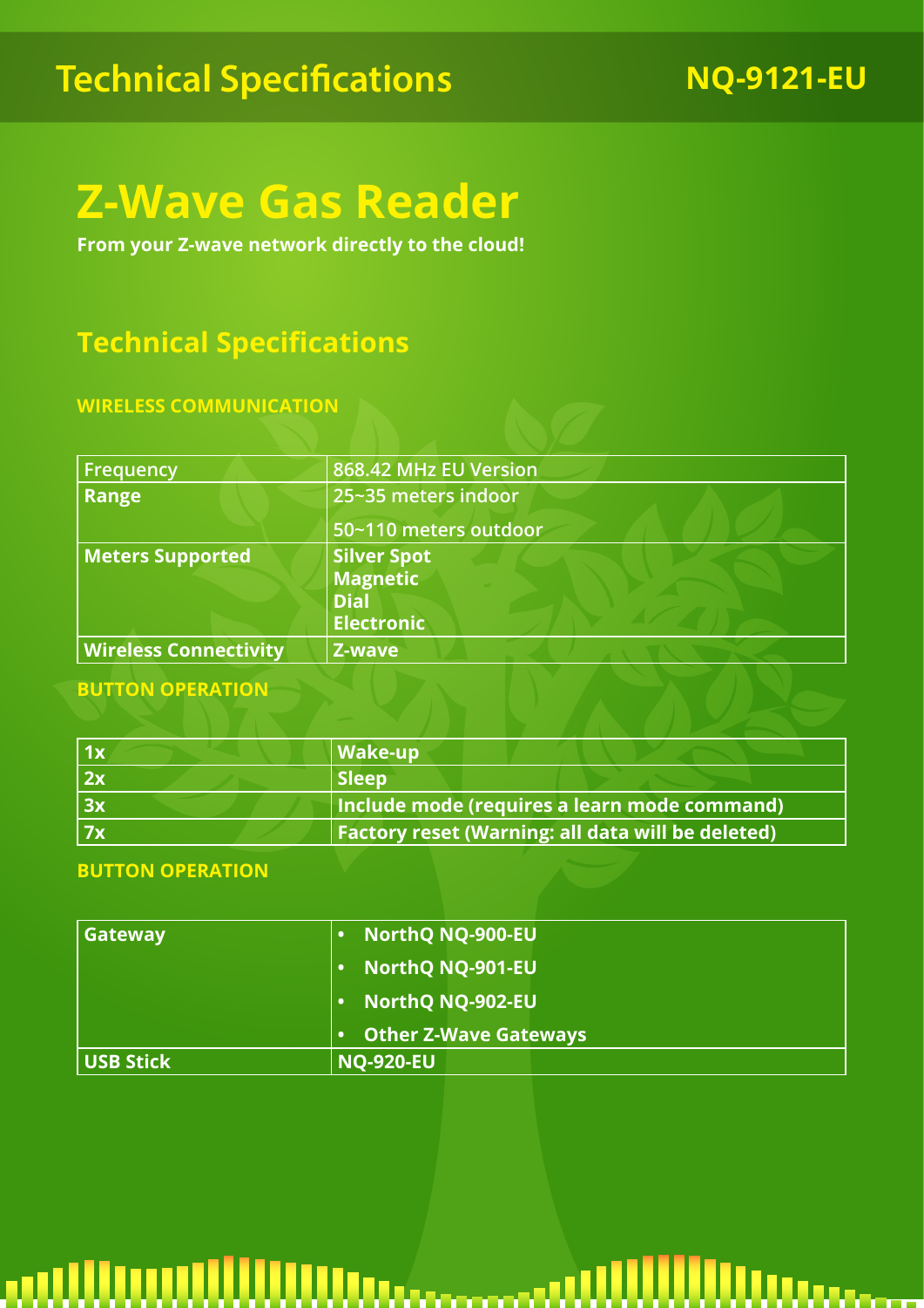# Z-Wave Gas Reader

**From your Z-wave network directly to the cloud!**

## Technical Specifications

### WIRELESS COMMUNICATION

| | |
|---|---|
| Frequency | 868.42 MHz EU Version |
| **Range** | 25~35 meters indoor<br>50~110 meters outdoor |
| **Meters Supported** | **Silver Spot**<br>**Magnetic**<br>**Dial**<br>**Electronic** |
| **Wireless Connectivity** | **Z-wave** |

### BUTTON OPERATION

| | |
|---|---|
| **1x** | **Wake-up** |
| **2x** | **Sleep** |
| **3x** | **Include mode (requires a learn mode command)** |
| **7x** | **Factory reset (Warning: all data will be deleted)** |

### BUTTON OPERATION

| | |
|---|---|
| **Gateway** | • **NorthQ NQ-900-EU**<br>• **NorthQ NQ-901-EU**<br>• **NorthQ NQ-902-EU**<br>• **Other Z-Wave Gateways** |
| **USB Stick** | **NQ-920-EU** |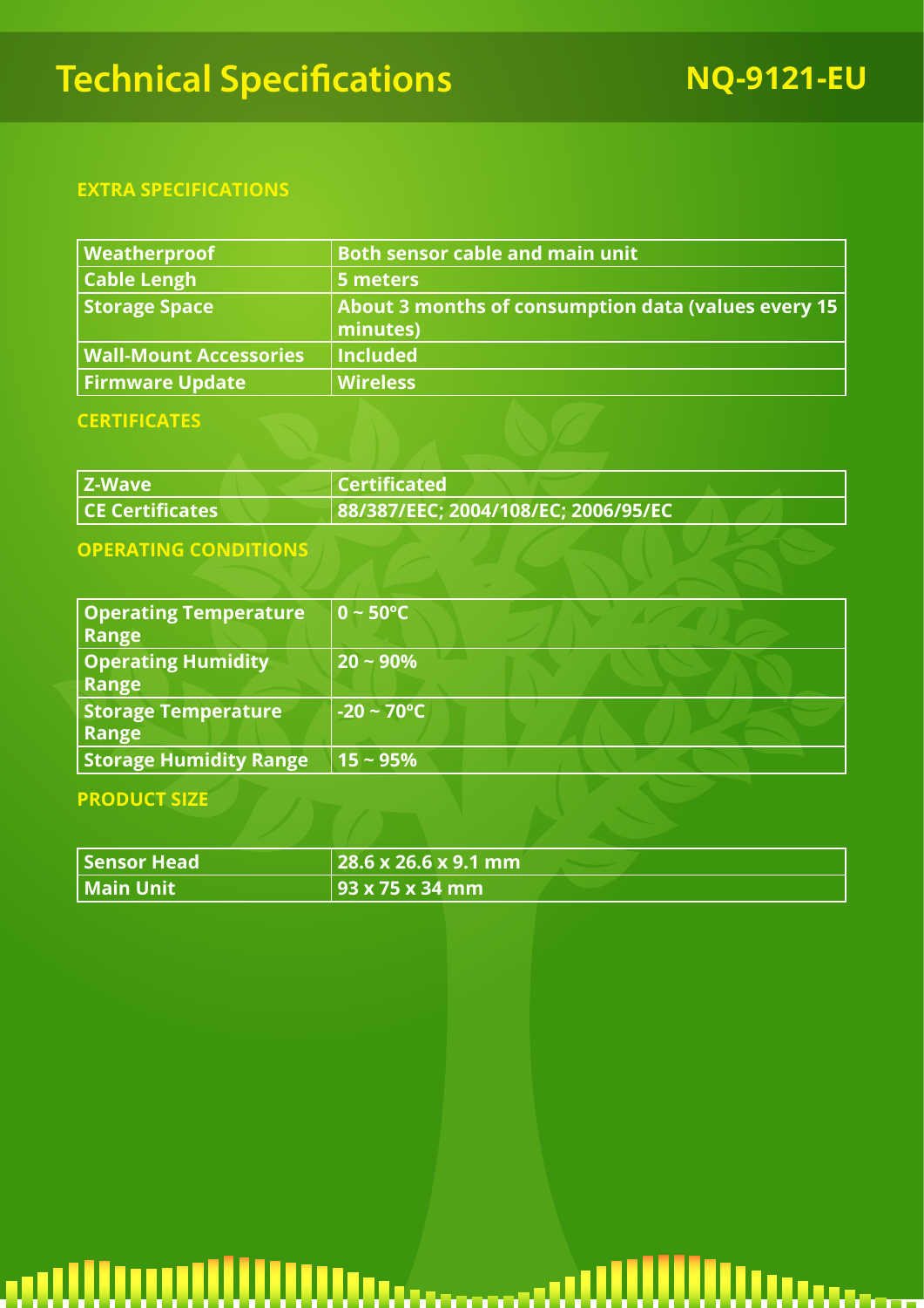# Technical Specifications

## NQ-9121-EU

### EXTRA SPECIFICATIONS

| Weatherproof | Both sensor cable and main unit |
| --- | --- |
| Cable Lengh | 5 meters |
| Storage Space | About 3 months of consumption data (values every 15 minutes) |
| Wall-Mount Accessories | Included |
| Firmware Update | Wireless |

### CERTIFICATES

| Z-Wave | Certificated |
| --- | --- |
| CE Certificates | 88/387/EEC; 2004/108/EC; 2006/95/EC |

### OPERATING CONDITIONS

| Operating Temperature Range | 0 ~ 50ºC |
| --- | --- |
| Operating Humidity Range | 20 ~ 90% |
| Storage Temperature Range | -20 ~ 70ºC |
| Storage Humidity Range | 15 ~ 95% |

### PRODUCT SIZE

| Sensor Head | 28.6 x 26.6 x 9.1 mm |
| --- | --- |
| Main Unit | 93 x 75 x 34 mm |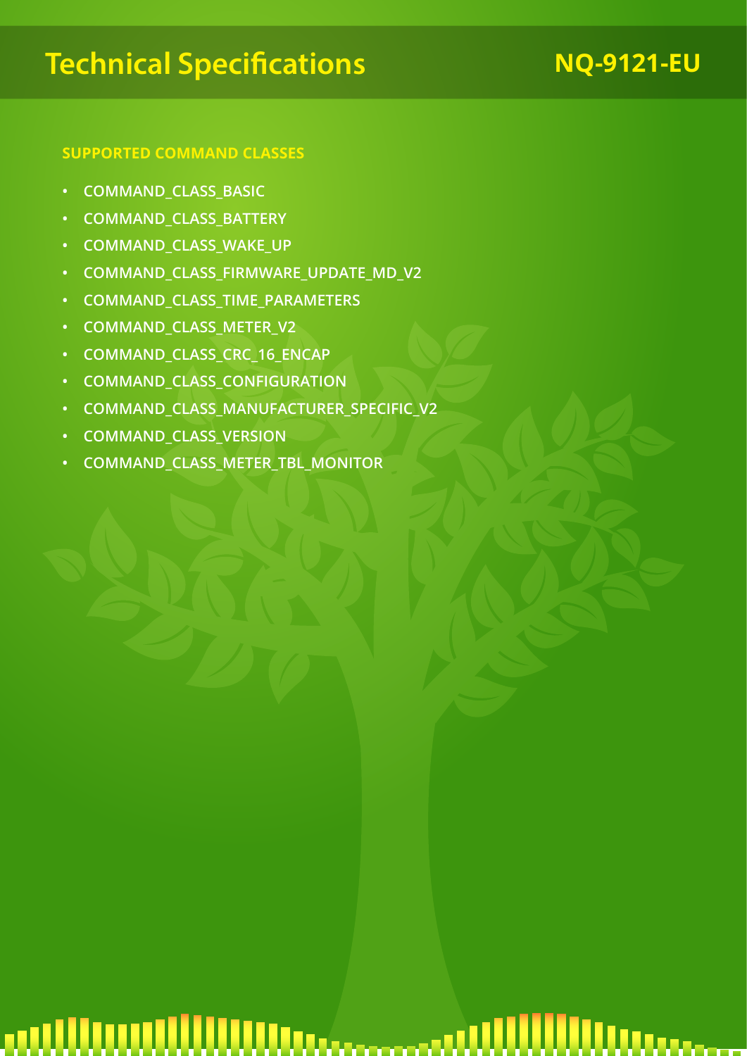# Technical Specifications

## NQ-9121-EU

### SUPPORTED COMMAND CLASSES

- COMMAND_CLASS_BASIC
- COMMAND_CLASS_BATTERY
- COMMAND_CLASS_WAKE_UP
- COMMAND_CLASS_FIRMWARE_UPDATE_MD_V2
- COMMAND_CLASS_TIME_PARAMETERS
- COMMAND_CLASS_METER_V2
- COMMAND_CLASS_CRC_16_ENCAP
- COMMAND_CLASS_CONFIGURATION
- COMMAND_CLASS_MANUFACTURER_SPECIFIC_V2
- COMMAND_CLASS_VERSION
- COMMAND_CLASS_METER_TBL_MONITOR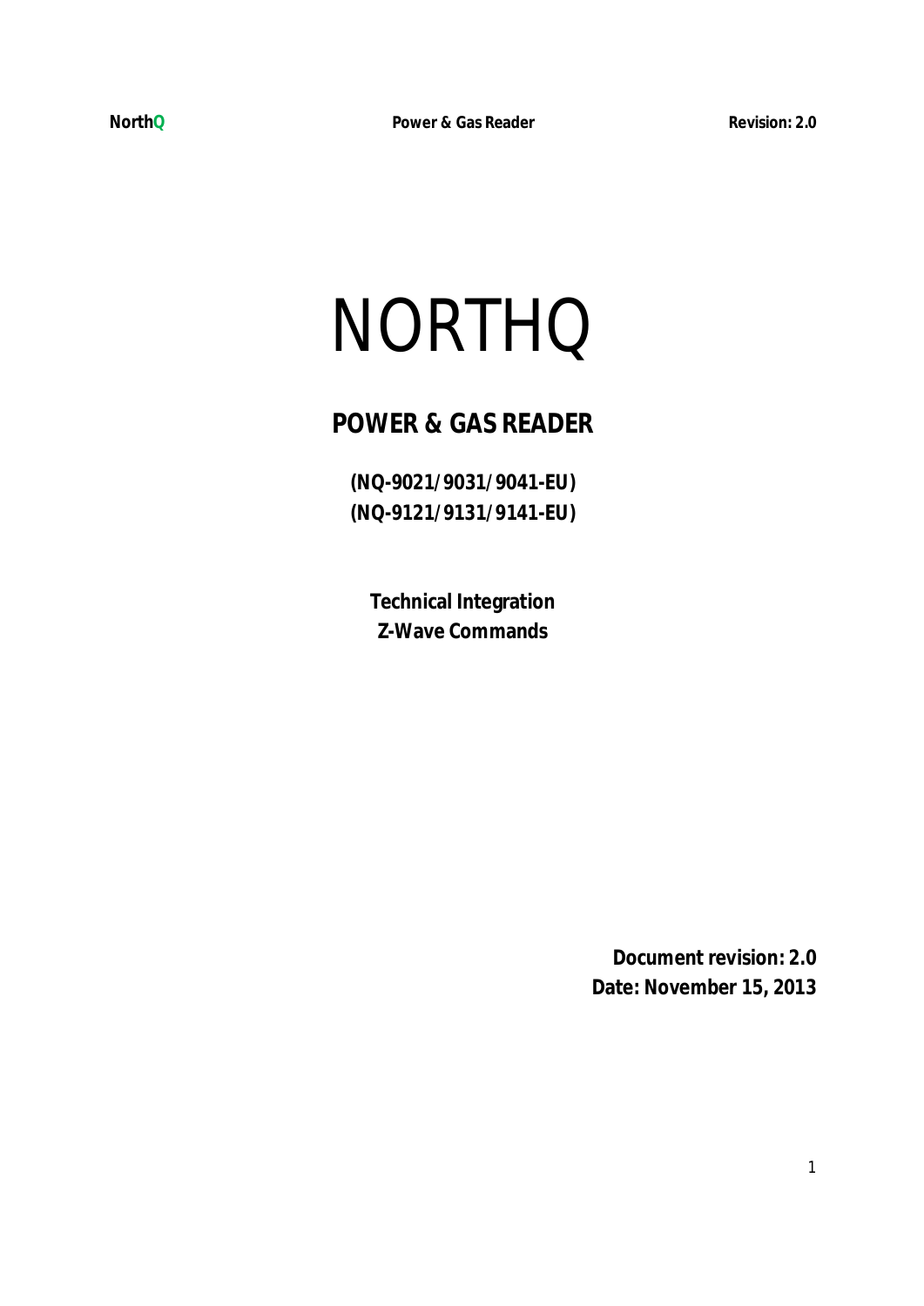# NORTHQ

## POWER & GAS READER

**(NQ-9021/9031/9041-EU)**
**(NQ-9121/9131/9141-EU)**

**Technical Integration**
**Z-Wave Commands**

**Document revision: 2.0**
**Date: November 15, 2013**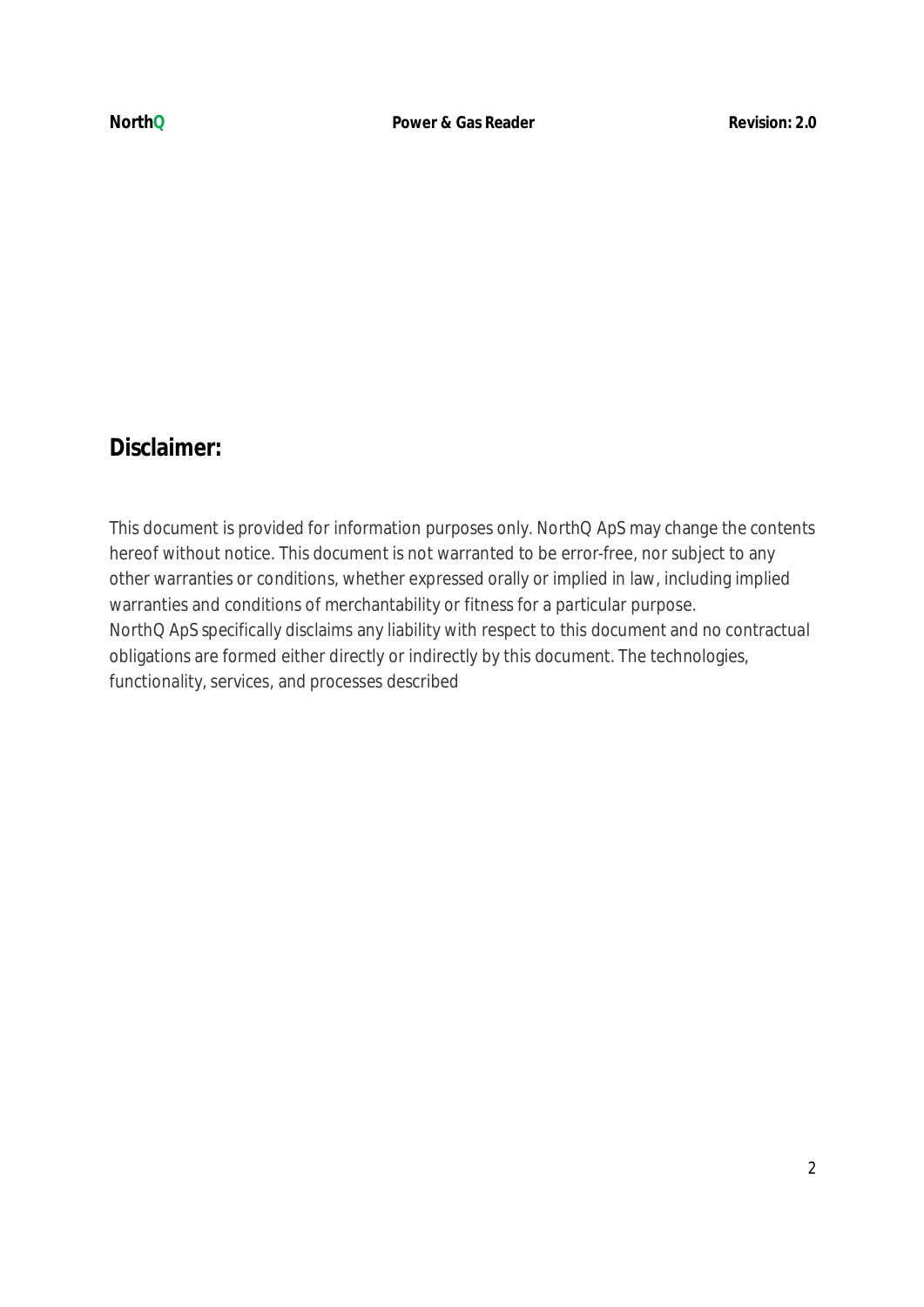## Disclaimer:

This document is provided for information purposes only. NorthQ ApS may change the contents hereof without notice. This document is not warranted to be error-free, nor subject to any other warranties or conditions, whether expressed orally or implied in law, including implied warranties and conditions of merchantability or fitness for a particular purpose.
NorthQ ApS specifically disclaims any liability with respect to this document and no contractual obligations are formed either directly or indirectly by this document. The technologies, functionality, services, and processes described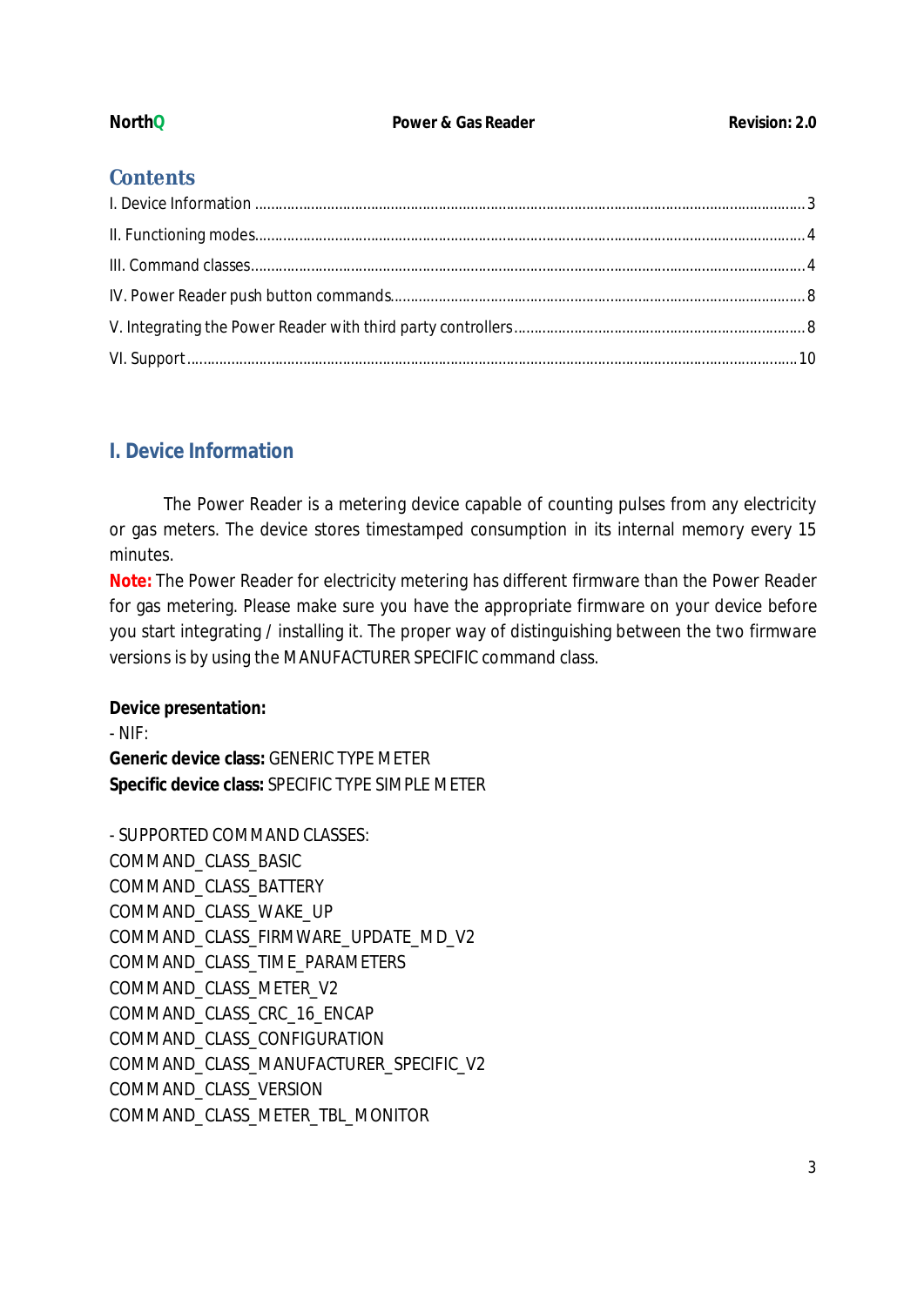## Contents

I. Device Information ........................................................................................................................................ 3

II. Functioning modes........................................................................................................................................ 4

III. Command classes........................................................................................................................................ 4

IV. Power Reader push button commands...................................................................................................... 8

V. Integrating the Power Reader with third party controllers........................................................................ 8

VI. Support...................................................................................................................................................... 10

## I. Device Information

The Power Reader is a metering device capable of counting pulses from any electricity or gas meters. The device stores timestamped consumption in its internal memory every 15 minutes.

**Note:** The Power Reader for electricity metering has different firmware than the Power Reader for gas metering. Please make sure you have the appropriate firmware on your device before you start integrating / installing it. The proper way of distinguishing between the two firmware versions is by using the MANUFACTURER SPECIFIC command class.

**Device presentation:**

- NIF:

**Generic device class:** GENERIC TYPE METER

**Specific device class:** SPECIFIC TYPE SIMPLE METER

- SUPPORTED COMMAND CLASSES:

COMMAND_CLASS_BASIC

COMMAND_CLASS_BATTERY

COMMAND_CLASS_WAKE_UP

COMMAND_CLASS_FIRMWARE_UPDATE_MD_V2

COMMAND_CLASS_TIME_PARAMETERS

COMMAND_CLASS_METER_V2

COMMAND_CLASS_CRC_16_ENCAP

COMMAND_CLASS_CONFIGURATION

COMMAND_CLASS_MANUFACTURER_SPECIFIC_V2

COMMAND_CLASS_VERSION

COMMAND_CLASS_METER_TBL_MONITOR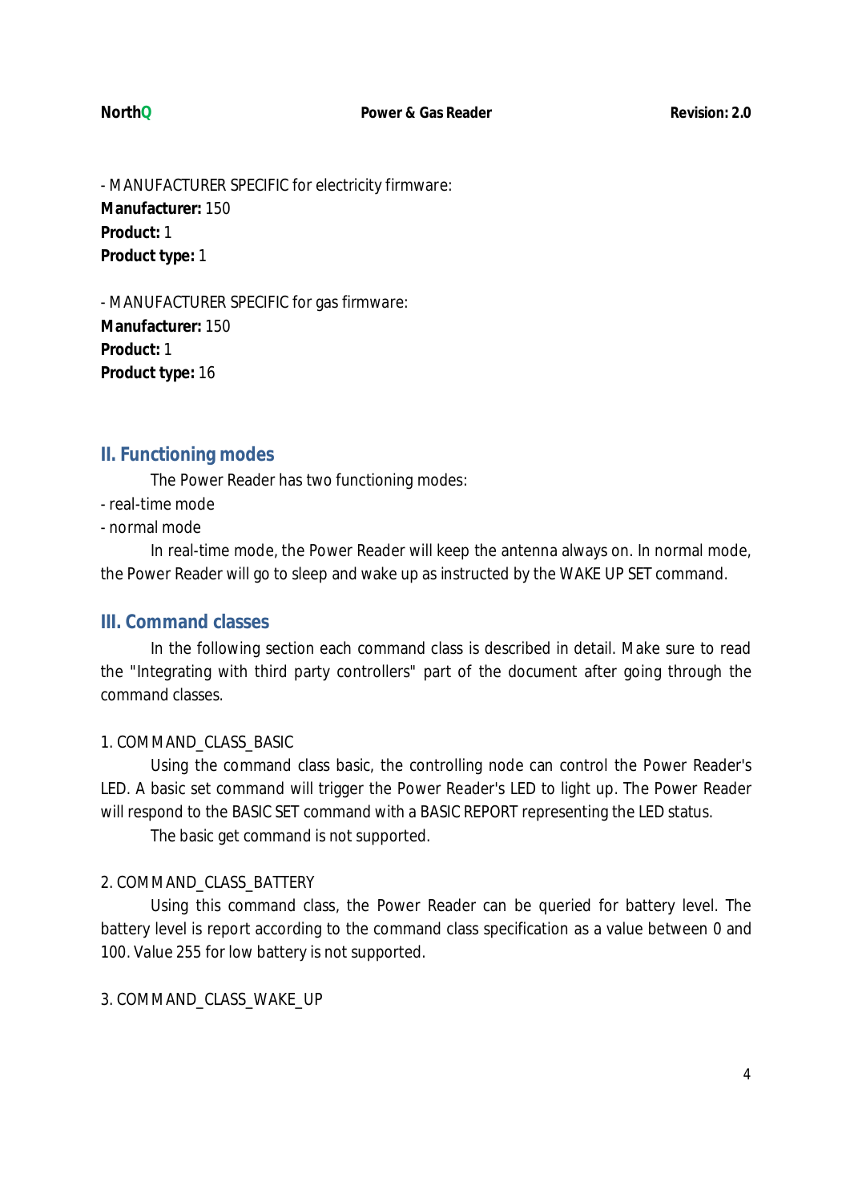- MANUFACTURER SPECIFIC for electricity firmware:
**Manufacturer:** 150
**Product:** 1
**Product type:** 1

- MANUFACTURER SPECIFIC for gas firmware:
**Manufacturer:** 150
**Product:** 1
**Product type:** 16

## II. Functioning modes

The Power Reader has two functioning modes:

- real-time mode
- normal mode

In real-time mode, the Power Reader will keep the antenna always on. In normal mode, the Power Reader will go to sleep and wake up as instructed by the WAKE UP SET command.

## III. Command classes

In the following section each command class is described in detail. Make sure to read the "Integrating with third party controllers" part of the document after going through the command classes.

1. COMMAND_CLASS_BASIC

Using the command class basic, the controlling node can control the Power Reader's LED. A basic set command will trigger the Power Reader's LED to light up. The Power Reader will respond to the BASIC SET command with a BASIC REPORT representing the LED status.

The basic get command is not supported.

2. COMMAND_CLASS_BATTERY

Using this command class, the Power Reader can be queried for battery level. The battery level is report according to the command class specification as a value between 0 and 100. Value 255 for low battery is not supported.

3. COMMAND_CLASS_WAKE_UP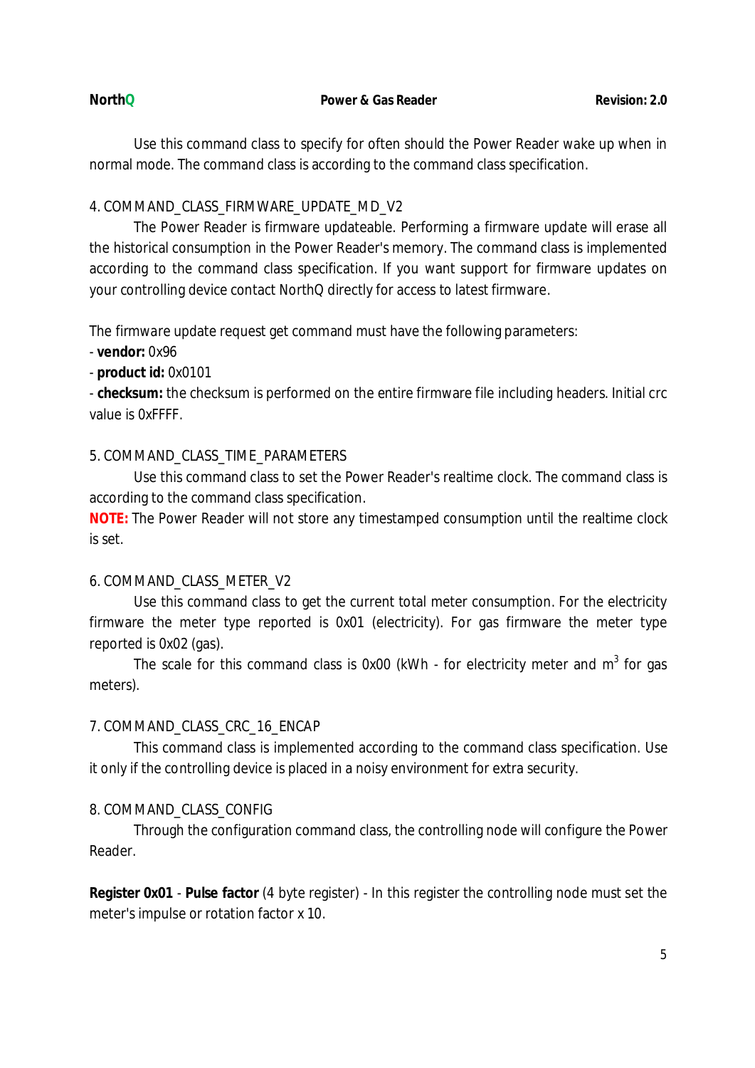Use this command class to specify for often should the Power Reader wake up when in normal mode. The command class is according to the command class specification.

4. COMMAND_CLASS_FIRMWARE_UPDATE_MD_V2

The Power Reader is firmware updateable. Performing a firmware update will erase all the historical consumption in the Power Reader's memory. The command class is implemented according to the command class specification. If you want support for firmware updates on your controlling device contact NorthQ directly for access to latest firmware.

The firmware update request get command must have the following parameters:

- **vendor:** 0x96
- **product id:** 0x0101
- **checksum:** the checksum is performed on the entire firmware file including headers. Initial crc value is 0xFFFF.

5. COMMAND_CLASS_TIME_PARAMETERS

Use this command class to set the Power Reader's realtime clock. The command class is according to the command class specification.

**NOTE:** The Power Reader will not store any timestamped consumption until the realtime clock is set.

6. COMMAND_CLASS_METER_V2

Use this command class to get the current total meter consumption. For the electricity firmware the meter type reported is 0x01 (electricity). For gas firmware the meter type reported is 0x02 (gas).

The scale for this command class is 0x00 (kWh - for electricity meter and $m^3$ for gas meters).

7. COMMAND_CLASS_CRC_16_ENCAP

This command class is implemented according to the command class specification. Use it only if the controlling device is placed in a noisy environment for extra security.

8. COMMAND_CLASS_CONFIG

Through the configuration command class, the controlling node will configure the Power Reader.

**Register 0x01** - **Pulse factor** (4 byte register) - In this register the controlling node must set the meter's impulse or rotation factor x 10.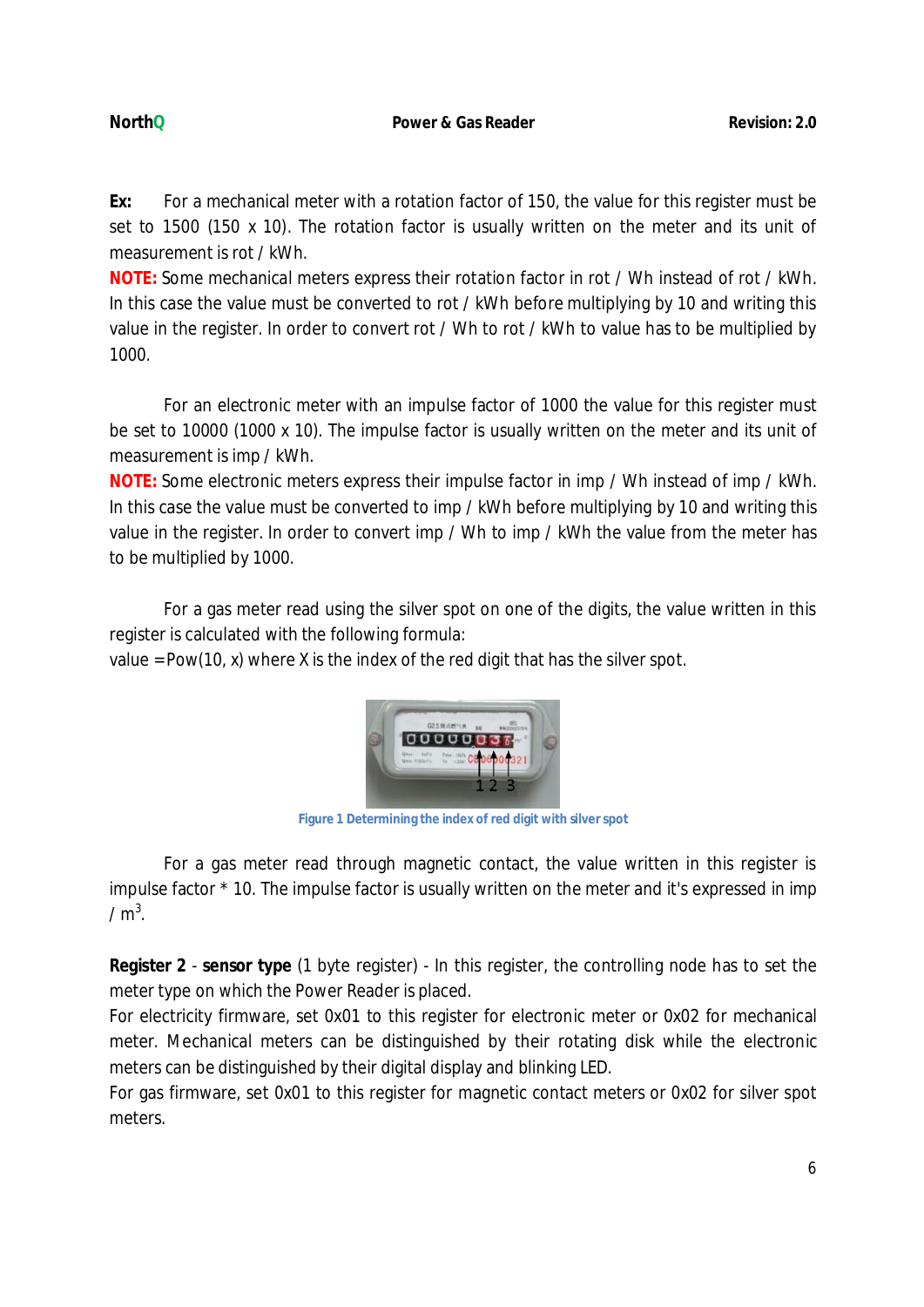**Ex:** For a mechanical meter with a rotation factor of 150, the value for this register must be set to 1500 (150 x 10). The rotation factor is usually written on the meter and its unit of measurement is rot / kWh.

**NOTE:** Some mechanical meters express their rotation factor in rot / Wh instead of rot / kWh. In this case the value must be converted to rot / kWh before multiplying by 10 and writing this value in the register. In order to convert rot / Wh to rot / kWh to value has to be multiplied by 1000.

For an electronic meter with an impulse factor of 1000 the value for this register must be set to 10000 (1000 x 10). The impulse factor is usually written on the meter and its unit of measurement is imp / kWh.

**NOTE:** Some electronic meters express their impulse factor in imp / Wh instead of imp / kWh. In this case the value must be converted to imp / kWh before multiplying by 10 and writing this value in the register. In order to convert imp / Wh to imp / kWh the value from the meter has to be multiplied by 1000.

For a gas meter read using the silver spot on one of the digits, the value written in this register is calculated with the following formula:

value = Pow(10, x) where X is the index of the red digit that has the silver spot.

Figure 1 Determining the index of red digit with silver spot

For a gas meter read through magnetic contact, the value written in this register is impulse factor * 10. The impulse factor is usually written on the meter and it's expressed in imp / $m^3$.

**Register 2** - **sensor type** (1 byte register) - In this register, the controlling node has to set the meter type on which the Power Reader is placed.

For electricity firmware, set 0x01 to this register for electronic meter or 0x02 for mechanical meter. Mechanical meters can be distinguished by their rotating disk while the electronic meters can be distinguished by their digital display and blinking LED.

For gas firmware, set 0x01 to this register for magnetic contact meters or 0x02 for silver spot meters.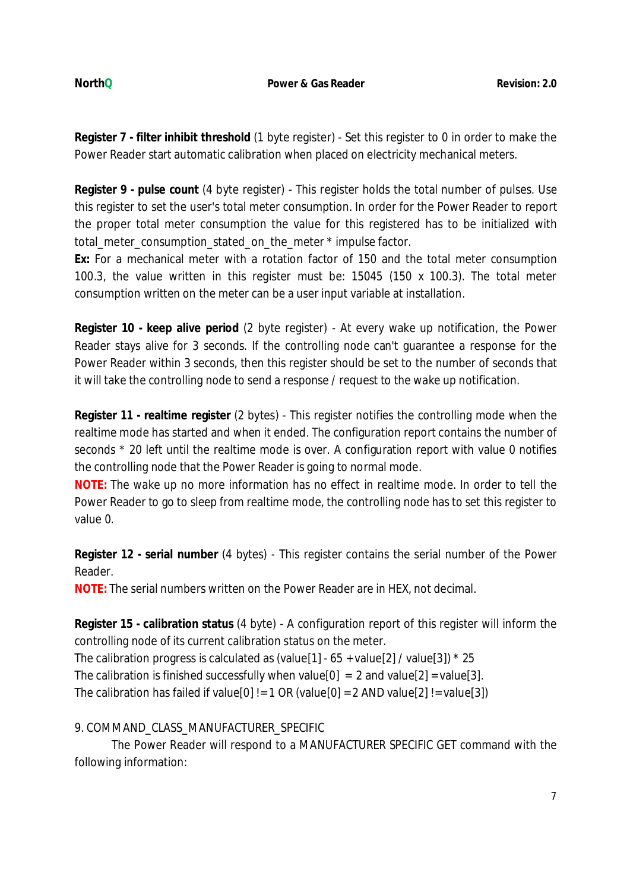**Register 7 - filter inhibit threshold** (1 byte register) - Set this register to 0 in order to make the Power Reader start automatic calibration when placed on electricity mechanical meters.

**Register 9 - pulse count** (4 byte register) - This register holds the total number of pulses. Use this register to set the user's total meter consumption. In order for the Power Reader to report the proper total meter consumption the value for this registered has to be initialized with total_meter_consumption_stated_on_the_meter * impulse factor.

**Ex:** For a mechanical meter with a rotation factor of 150 and the total meter consumption 100.3, the value written in this register must be: 15045 (150 x 100.3). The total meter consumption written on the meter can be a user input variable at installation.

**Register 10 - keep alive period** (2 byte register) - At every wake up notification, the Power Reader stays alive for 3 seconds. If the controlling node can't guarantee a response for the Power Reader within 3 seconds, then this register should be set to the number of seconds that it will take the controlling node to send a response / request to the wake up notification.

**Register 11 - realtime register** (2 bytes) - This register notifies the controlling mode when the realtime mode has started and when it ended. The configuration report contains the number of seconds * 20 left until the realtime mode is over. A configuration report with value 0 notifies the controlling node that the Power Reader is going to normal mode.

**NOTE:** The wake up no more information has no effect in realtime mode. In order to tell the Power Reader to go to sleep from realtime mode, the controlling node has to set this register to value 0.

**Register 12 - serial number** (4 bytes) - This register contains the serial number of the Power Reader.

**NOTE:** The serial numbers written on the Power Reader are in HEX, not decimal.

**Register 15 - calibration status** (4 byte) - A configuration report of this register will inform the controlling node of its current calibration status on the meter.

The calibration progress is calculated as (value[1] - 65 + value[2] / value[3]) * 25

The calibration is finished successfully when value[0] = 2 and value[2] = value[3].

The calibration has failed if value[0] != 1 OR (value[0] = 2 AND value[2] != value[3])

9. COMMAND_CLASS_MANUFACTURER_SPECIFIC

The Power Reader will respond to a MANUFACTURER SPECIFIC GET command with the following information: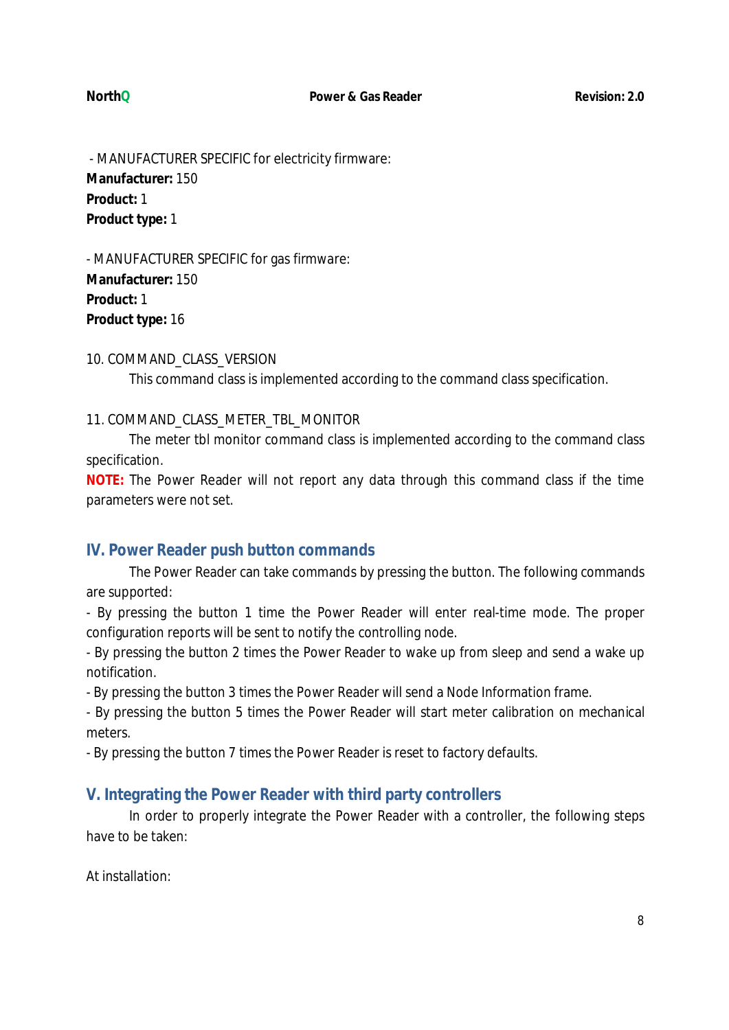- MANUFACTURER SPECIFIC for electricity firmware:
**Manufacturer:** 150
**Product:** 1
**Product type:** 1

- MANUFACTURER SPECIFIC for gas firmware:
**Manufacturer:** 150
**Product:** 1
**Product type:** 16

10. COMMAND_CLASS_VERSION

This command class is implemented according to the command class specification.

11. COMMAND_CLASS_METER_TBL_MONITOR

The meter tbl monitor command class is implemented according to the command class specification.

**NOTE:** The Power Reader will not report any data through this command class if the time parameters were not set.

## IV. Power Reader push button commands

The Power Reader can take commands by pressing the button. The following commands are supported:

- By pressing the button 1 time the Power Reader will enter real-time mode. The proper configuration reports will be sent to notify the controlling node.
- By pressing the button 2 times the Power Reader to wake up from sleep and send a wake up notification.
- By pressing the button 3 times the Power Reader will send a Node Information frame.
- By pressing the button 5 times the Power Reader will start meter calibration on mechanical meters.
- By pressing the button 7 times the Power Reader is reset to factory defaults.

## V. Integrating the Power Reader with third party controllers

In order to properly integrate the Power Reader with a controller, the following steps have to be taken:

At installation: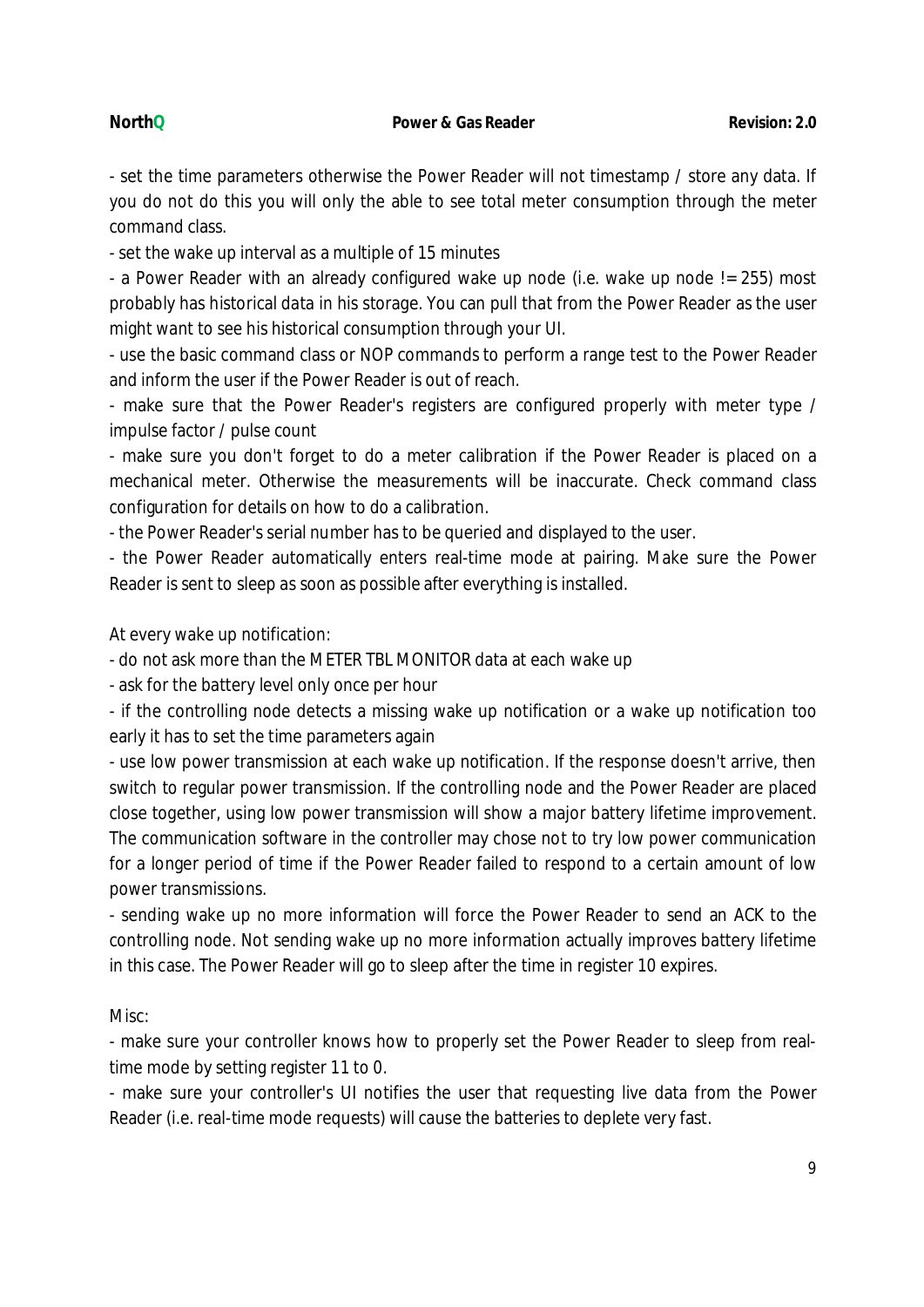- set the time parameters otherwise the Power Reader will not timestamp / store any data. If you do not do this you will only the able to see total meter consumption through the meter command class.

- set the wake up interval as a multiple of 15 minutes

- a Power Reader with an already configured wake up node (i.e. wake up node != 255) most probably has historical data in his storage. You can pull that from the Power Reader as the user might want to see his historical consumption through your UI.

- use the basic command class or NOP commands to perform a range test to the Power Reader and inform the user if the Power Reader is out of reach.

- make sure that the Power Reader's registers are configured properly with meter type / impulse factor / pulse count

- make sure you don't forget to do a meter calibration if the Power Reader is placed on a mechanical meter. Otherwise the measurements will be inaccurate. Check command class configuration for details on how to do a calibration.

- the Power Reader's serial number has to be queried and displayed to the user.

- the Power Reader automatically enters real-time mode at pairing. Make sure the Power Reader is sent to sleep as soon as possible after everything is installed.

At every wake up notification:

- do not ask more than the METER TBL MONITOR data at each wake up

- ask for the battery level only once per hour

- if the controlling node detects a missing wake up notification or a wake up notification too early it has to set the time parameters again

- use low power transmission at each wake up notification. If the response doesn't arrive, then switch to regular power transmission. If the controlling node and the Power Reader are placed close together, using low power transmission will show a major battery lifetime improvement. The communication software in the controller may chose not to try low power communication for a longer period of time if the Power Reader failed to respond to a certain amount of low power transmissions.

- sending wake up no more information will force the Power Reader to send an ACK to the controlling node. Not sending wake up no more information actually improves battery lifetime in this case. The Power Reader will go to sleep after the time in register 10 expires.

Misc:

- make sure your controller knows how to properly set the Power Reader to sleep from real-time mode by setting register 11 to 0.

- make sure your controller's UI notifies the user that requesting live data from the Power Reader (i.e. real-time mode requests) will cause the batteries to deplete very fast.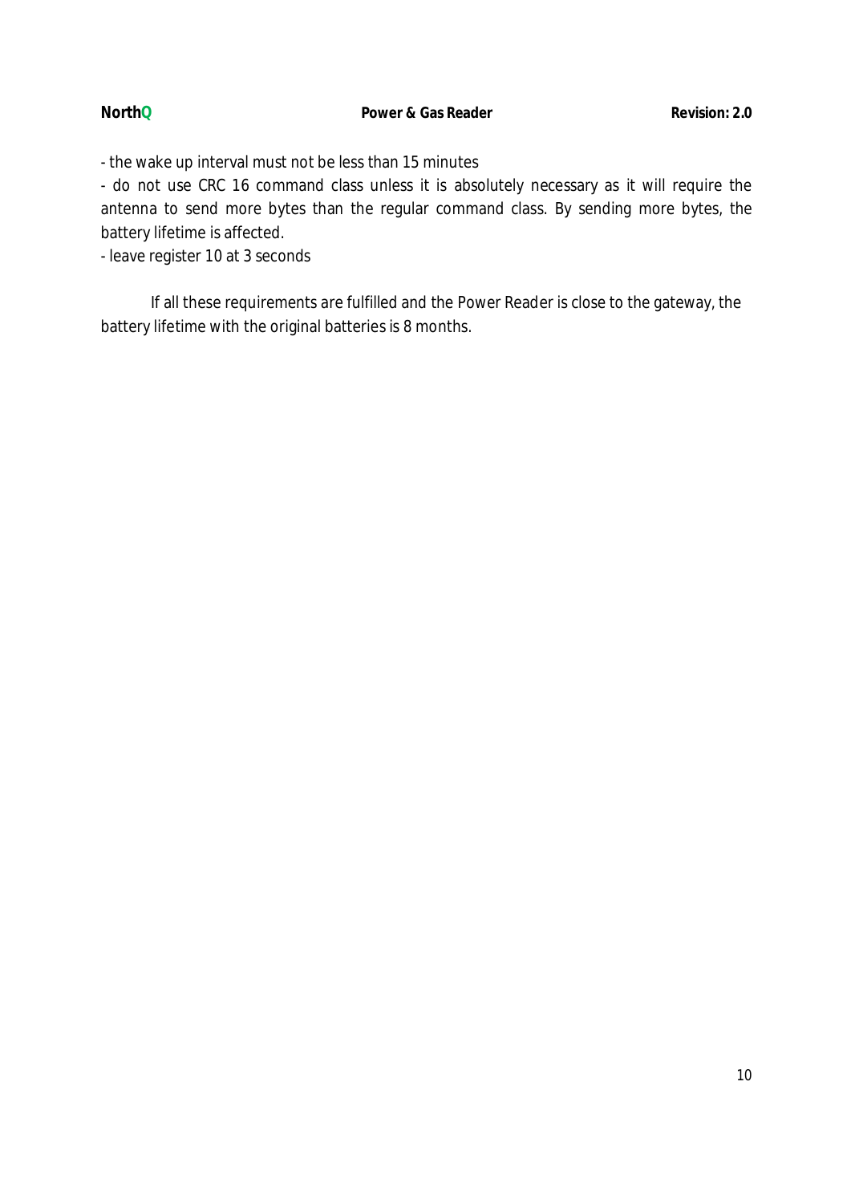- the wake up interval must not be less than 15 minutes
- do not use CRC 16 command class unless it is absolutely necessary as it will require the antenna to send more bytes than the regular command class. By sending more bytes, the battery lifetime is affected.
- leave register 10 at 3 seconds

If all these requirements are fulfilled and the Power Reader is close to the gateway, the battery lifetime with the original batteries is 8 months.